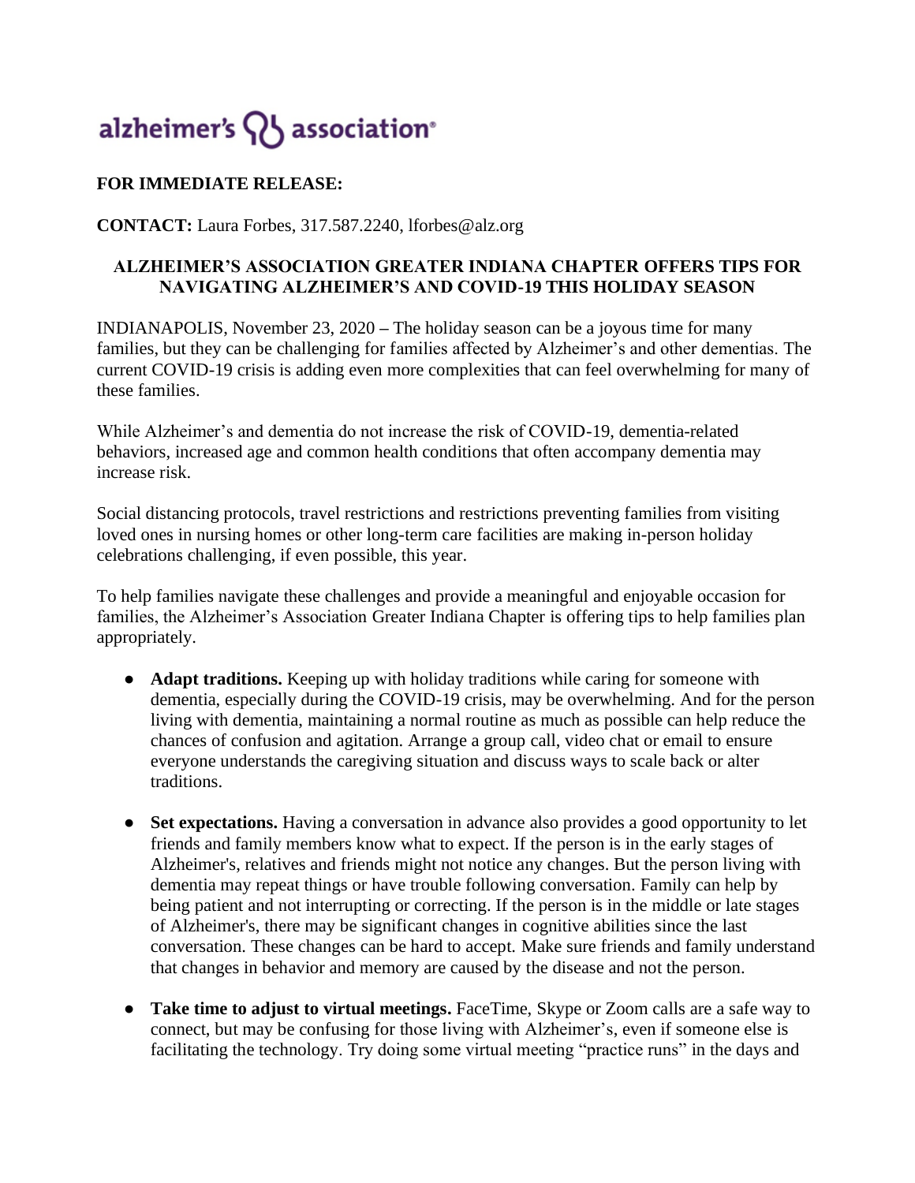alzheimer's association®

**FOR IMMEDIATE RELEASE:**

**CONTACT:** Laura Forbes, 317.587.2240, lforbes@alz.org

**ALZHEIMER'S ASSOCIATION GREATER INDIANA CHAPTER OFFERS TIPS FOR NAVIGATING ALZHEIMER'S AND COVID-19 THIS HOLIDAY SEASON**

INDIANAPOLIS, November 23, 2020 – The holiday season can be a joyous time for many families, but they can be challenging for families affected by Alzheimer's and other dementias. The current COVID-19 crisis is adding even more complexities that can feel overwhelming for many of these families.

While Alzheimer's and dementia do not increase the risk of COVID-19, dementia-related behaviors, increased age and common health conditions that often accompany dementia may increase risk.

Social distancing protocols, travel restrictions and restrictions preventing families from visiting loved ones in nursing homes or other long-term care facilities are making in-person holiday celebrations challenging, if even possible, this year.

To help families navigate these challenges and provide a meaningful and enjoyable occasion for families, the Alzheimer's Association Greater Indiana Chapter is offering tips to help families plan appropriately.

- **Adapt traditions.** Keeping up with holiday traditions while caring for someone with dementia, especially during the COVID-19 crisis, may be overwhelming. And for the person living with dementia, maintaining a normal routine as much as possible can help reduce the chances of confusion and agitation. Arrange a group call, video chat or email to ensure everyone understands the caregiving situation and discuss ways to scale back or alter traditions.

- **Set expectations.** Having a conversation in advance also provides a good opportunity to let friends and family members know what to expect. If the person is in the early stages of Alzheimer's, relatives and friends might not notice any changes. But the person living with dementia may repeat things or have trouble following conversation. Family can help by being patient and not interrupting or correcting. If the person is in the middle or late stages of Alzheimer's, there may be significant changes in cognitive abilities since the last conversation. These changes can be hard to accept. Make sure friends and family understand that changes in behavior and memory are caused by the disease and not the person.

- **Take time to adjust to virtual meetings.** FaceTime, Skype or Zoom calls are a safe way to connect, but may be confusing for those living with Alzheimer's, even if someone else is facilitating the technology. Try doing some virtual meeting "practice runs" in the days and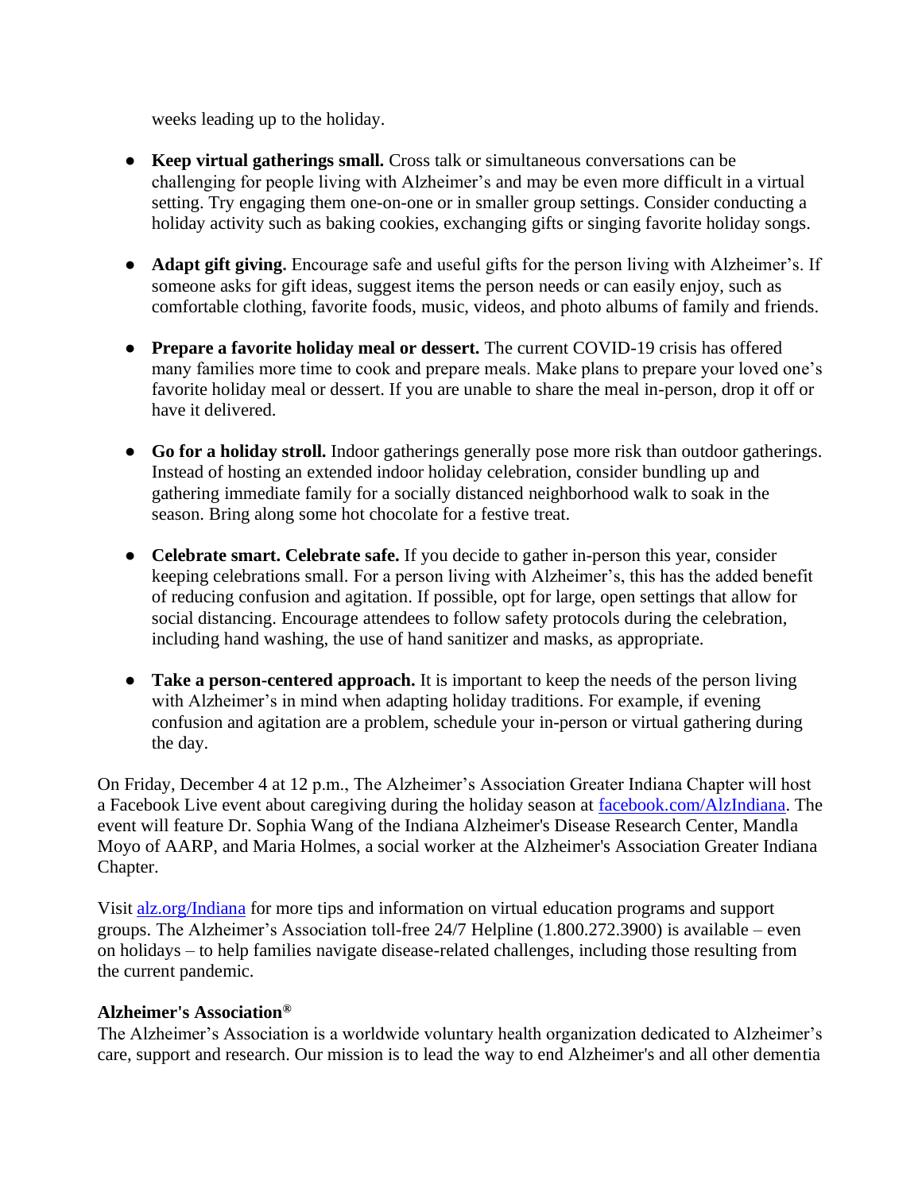weeks leading up to the holiday.

- **Keep virtual gatherings small.** Cross talk or simultaneous conversations can be challenging for people living with Alzheimer's and may be even more difficult in a virtual setting. Try engaging them one-on-one or in smaller group settings. Consider conducting a holiday activity such as baking cookies, exchanging gifts or singing favorite holiday songs.

- **Adapt gift giving.** Encourage safe and useful gifts for the person living with Alzheimer's. If someone asks for gift ideas, suggest items the person needs or can easily enjoy, such as comfortable clothing, favorite foods, music, videos, and photo albums of family and friends.

- **Prepare a favorite holiday meal or dessert.** The current COVID-19 crisis has offered many families more time to cook and prepare meals. Make plans to prepare your loved one's favorite holiday meal or dessert. If you are unable to share the meal in-person, drop it off or have it delivered.

- **Go for a holiday stroll.** Indoor gatherings generally pose more risk than outdoor gatherings. Instead of hosting an extended indoor holiday celebration, consider bundling up and gathering immediate family for a socially distanced neighborhood walk to soak in the season. Bring along some hot chocolate for a festive treat.

- **Celebrate smart. Celebrate safe.** If you decide to gather in-person this year, consider keeping celebrations small. For a person living with Alzheimer's, this has the added benefit of reducing confusion and agitation. If possible, opt for large, open settings that allow for social distancing. Encourage attendees to follow safety protocols during the celebration, including hand washing, the use of hand sanitizer and masks, as appropriate.

- **Take a person-centered approach.** It is important to keep the needs of the person living with Alzheimer's in mind when adapting holiday traditions. For example, if evening confusion and agitation are a problem, schedule your in-person or virtual gathering during the day.

On Friday, December 4 at 12 p.m., The Alzheimer's Association Greater Indiana Chapter will host a Facebook Live event about caregiving during the holiday season at [facebook.com/AlzIndiana](facebook.com/AlzIndiana). The event will feature Dr. Sophia Wang of the Indiana Alzheimer's Disease Research Center, Mandla Moyo of AARP, and Maria Holmes, a social worker at the Alzheimer's Association Greater Indiana Chapter.

Visit [alz.org/Indiana](alz.org/Indiana) for more tips and information on virtual education programs and support groups. The Alzheimer's Association toll-free 24/7 Helpline (1.800.272.3900) is available – even on holidays – to help families navigate disease-related challenges, including those resulting from the current pandemic.

**Alzheimer's Association®**

The Alzheimer's Association is a worldwide voluntary health organization dedicated to Alzheimer's care, support and research. Our mission is to lead the way to end Alzheimer's and all other dementia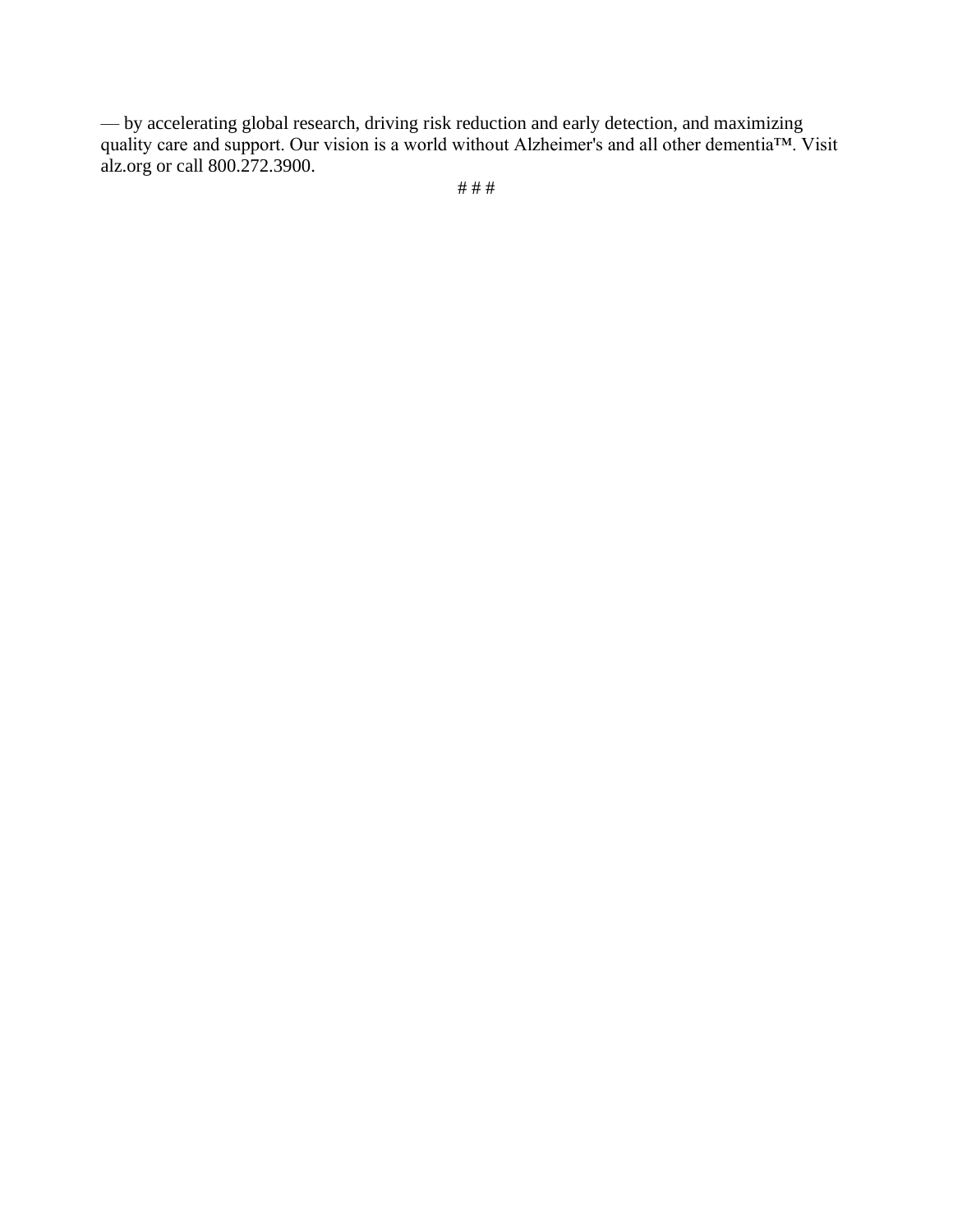— by accelerating global research, driving risk reduction and early detection, and maximizing quality care and support. Our vision is a world without Alzheimer's and all other dementia™. Visit alz.org or call 800.272.3900.

# # #